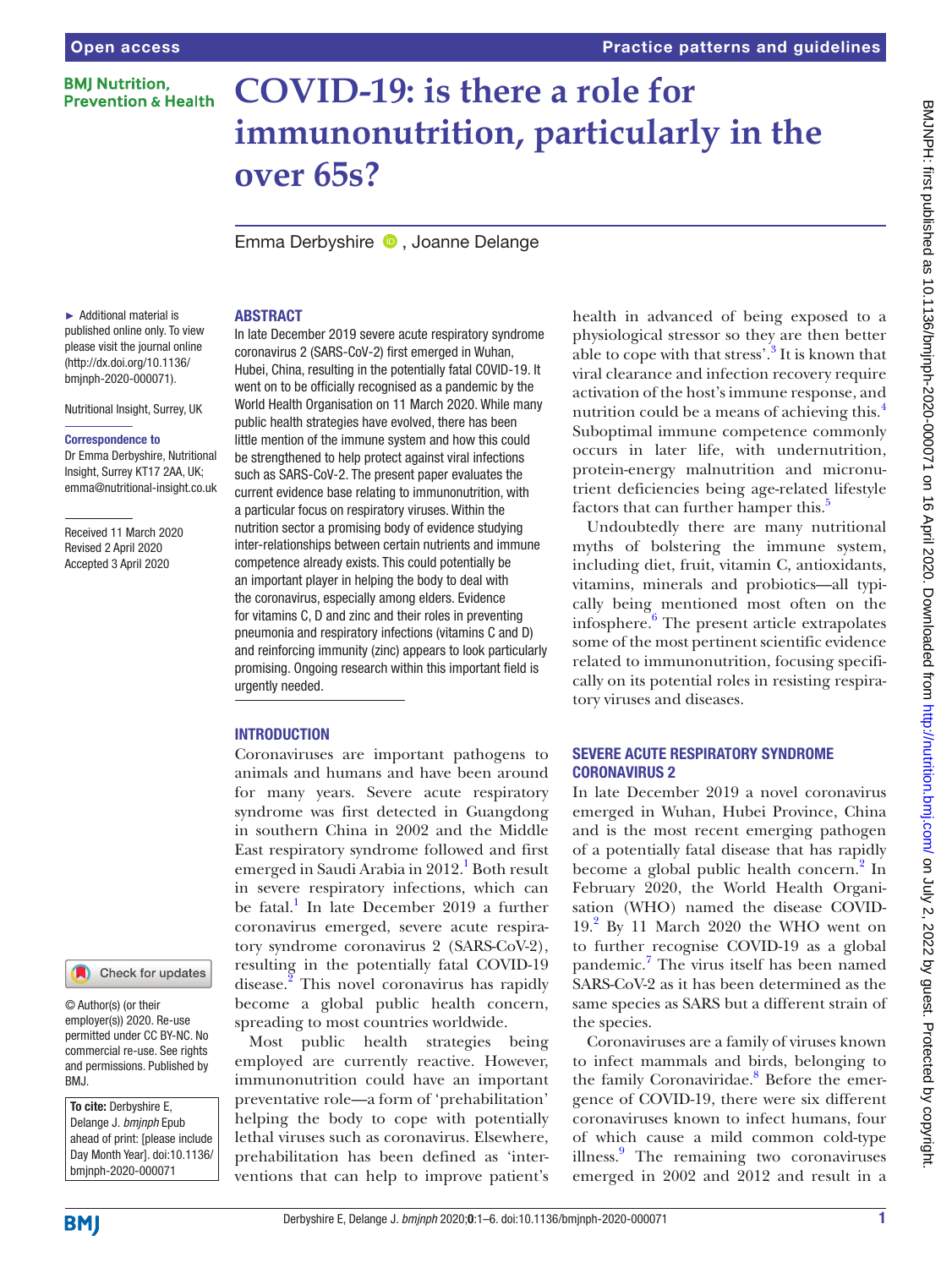Open access

Practice patterns and guidelines

# COVID-19: is there a role for immunonutrition, particularly in the over 65s?

Emma Derbyshire, Joanne Delange

► Additional material is published online only. To view please visit the journal online (http://dx.doi.org/10.1136/bmjnph-2020-000071).

Nutritional Insight, Surrey, UK

**Correspondence to**
Dr Emma Derbyshire, Nutritional Insight, Surrey KT17 2AA, UK; emma@nutritional-insight.co.uk

Received 11 March 2020
Revised 2 April 2020
Accepted 3 April 2020

© Author(s) (or their employer(s)) 2020. Re-use permitted under CC BY-NC. No commercial re-use. See rights and permissions. Published by BMJ.

**To cite:** Derbyshire E, Delange J. *bmjnph* Epub ahead of print: [please include Day Month Year]. doi:10.1136/bmjnph-2020-000071

## ABSTRACT

In late December 2019 severe acute respiratory syndrome coronavirus 2 (SARS-CoV-2) first emerged in Wuhan, Hubei, China, resulting in the potentially fatal COVID-19. It went on to be officially recognised as a pandemic by the World Health Organisation on 11 March 2020. While many public health strategies have evolved, there has been little mention of the immune system and how this could be strengthened to help protect against viral infections such as SARS-CoV-2. The present paper evaluates the current evidence base relating to immunonutrition, with a particular focus on respiratory viruses. Within the nutrition sector a promising body of evidence studying inter-relationships between certain nutrients and immune competence already exists. This could potentially be an important player in helping the body to deal with the coronavirus, especially among elders. Evidence for vitamins C, D and zinc and their roles in preventing pneumonia and respiratory infections (vitamins C and D) and reinforcing immunity (zinc) appears to look particularly promising. Ongoing research within this important field is urgently needed.

## INTRODUCTION

Coronaviruses are important pathogens to animals and humans and have been around for many years. Severe acute respiratory syndrome was first detected in Guangdong in southern China in 2002 and the Middle East respiratory syndrome followed and first emerged in Saudi Arabia in 2012.[1] Both result in severe respiratory infections, which can be fatal.[1] In late December 2019 a further coronavirus emerged, severe acute respiratory syndrome coronavirus 2 (SARS-CoV-2), resulting in the potentially fatal COVID-19 disease.[2] This novel coronavirus has rapidly become a global public health concern, spreading to most countries worldwide.

Most public health strategies being employed are currently reactive. However, immunonutrition could have an important preventative role—a form of 'prehabilitation' helping the body to cope with potentially lethal viruses such as coronavirus. Elsewhere, prehabilitation has been defined as 'interventions that can help to improve patient's health in advanced of being exposed to a physiological stressor so they are then better able to cope with that stress'.[3] It is known that viral clearance and infection recovery require activation of the host's immune response, and nutrition could be a means of achieving this.[4] Suboptimal immune competence commonly occurs in later life, with undernutrition, protein-energy malnutrition and micronutrient deficiencies being age-related lifestyle factors that can further hamper this.[5]

Undoubtedly there are many nutritional myths of bolstering the immune system, including diet, fruit, vitamin C, antioxidants, vitamins, minerals and probiotics—all typically being mentioned most often on the infosphere.[6] The present article extrapolates some of the most pertinent scientific evidence related to immunonutrition, focusing specifically on its potential roles in resisting respiratory viruses and diseases.

## SEVERE ACUTE RESPIRATORY SYNDROME CORONAVIRUS 2

In late December 2019 a novel coronavirus emerged in Wuhan, Hubei Province, China and is the most recent emerging pathogen of a potentially fatal disease that has rapidly become a global public health concern.[2] In February 2020, the World Health Organisation (WHO) named the disease COVID-19.[2] By 11 March 2020 the WHO went on to further recognise COVID-19 as a global pandemic.[7] The virus itself has been named SARS-CoV-2 as it has been determined as the same species as SARS but a different strain of the species.

Coronaviruses are a family of viruses known to infect mammals and birds, belonging to the family Coronaviridae.[8] Before the emergence of COVID-19, there were six different coronaviruses known to infect humans, four of which cause a mild common cold-type illness.[9] The remaining two coronaviruses emerged in 2002 and 2012 and result in a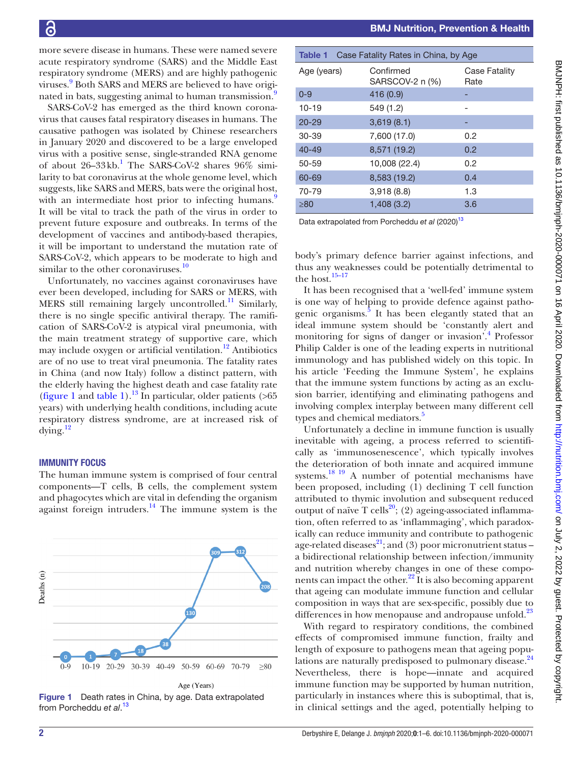more severe disease in humans. These were named severe acute respiratory syndrome (SARS) and the Middle East respiratory syndrome (MERS) and are highly pathogenic viruses.[9] Both SARS and MERS are believed to have originated in bats, suggesting animal to human transmission.[9]

SARS-CoV-2 has emerged as the third known coronavirus that causes fatal respiratory diseases in humans. The causative pathogen was isolated by Chinese researchers in January 2020 and discovered to be a large enveloped virus with a positive sense, single-stranded RNA genome of about 26–33 kb.[1] The SARS-CoV-2 shares 96% similarity to bat coronavirus at the whole genome level, which suggests, like SARS and MERS, bats were the original host, with an intermediate host prior to infecting humans.[9] It will be vital to track the path of the virus in order to prevent future exposure and outbreaks. In terms of the development of vaccines and antibody-based therapies, it will be important to understand the mutation rate of SARS-CoV-2, which appears to be moderate to high and similar to the other coronaviruses.[10]

Unfortunately, no vaccines against coronaviruses have ever been developed, including for SARS or MERS, with MERS still remaining largely uncontrolled.[11] Similarly, there is no single specific antiviral therapy. The ramification of SARS-CoV-2 is atypical viral pneumonia, with the main treatment strategy of supportive care, which may include oxygen or artificial ventilation.[12] Antibiotics are of no use to treat viral pneumonia. The fatality rates in China (and now Italy) follow a distinct pattern, with the elderly having the highest death and case fatality rate (figure 1 and table 1).[13] In particular, older patients (>65 years) with underlying health conditions, including acute respiratory distress syndrome, are at increased risk of dying.[12]

## IMMUNITY FOCUS

The human immune system is comprised of four central components—T cells, B cells, the complement system and phagocytes which are vital in defending the organism against foreign intruders.[14] The immune system is the body's primary defence barrier against infections, and thus any weaknesses could be potentially detrimental to the host.[15–17]

**Table 1** Case Fatality Rates in China, by Age

| Age (years) | Confirmed SARSCOV-2 n (%) | Case Fatality Rate |
|---|---|---|
| 0-9 | 416 (0.9) | - |
| 10-19 | 549 (1.2) | - |
| 20-29 | 3,619 (8.1) | - |
| 30-39 | 7,600 (17.0) | 0.2 |
| 40-49 | 8,571 (19.2) | 0.2 |
| 50-59 | 10,008 (22.4) | 0.2 |
| 60-69 | 8,583 (19.2) | 0.4 |
| 70-79 | 3,918 (8.8) | 1.3 |
| ≥80 | 1,408 (3.2) | 3.6 |

Data extrapolated from Porcheddu *et al* (2020)[13]

| Age (Years) | 0-9 | 10-19 | 20-29 | 30-39 | 40-49 | 50-59 | 60-69 | 70-79 | ≥80 |
|---|---|---|---|---|---|---|---|---|---|
| Deaths (n) | 0 | 1 | 7 | 18 | 38 | 130 | 309 | 312 | 208 |

**Figure 1** Death rates in China, by age. Data extrapolated from Porcheddu *et al*.[13]

It has been recognised that a 'well-fed' immune system is one way of helping to provide defence against pathogenic organisms.[5] It has been elegantly stated that an ideal immune system should be 'constantly alert and monitoring for signs of danger or invasion'.[4] Professor Philip Calder is one of the leading experts in nutritional immunology and has published widely on this topic. In his article 'Feeding the Immune System', he explains that the immune system functions by acting as an exclusion barrier, identifying and eliminating pathogens and involving complex interplay between many different cell types and chemical mediators.[5]

Unfortunately a decline in immune function is usually inevitable with ageing, a process referred to scientifically as 'immunosenescence', which typically involves the deterioration of both innate and acquired immune systems.[18 19] A number of potential mechanisms have been proposed, including (1) declining T cell function attributed to thymic involution and subsequent reduced output of naïve T cells[20]; (2) ageing-associated inflammation, often referred to as 'inflammaging', which paradoxically can reduce immunity and contribute to pathogenic age-related diseases[21]; and (3) poor micronutrient status – a bidirectional relationship between infection/immunity and nutrition whereby changes in one of these components can impact the other.[22] It is also becoming apparent that ageing can modulate immune function and cellular composition in ways that are sex-specific, possibly due to differences in how menopause and andropause unfold.[23]

With regard to respiratory conditions, the combined effects of compromised immune function, frailty and length of exposure to pathogens mean that ageing populations are naturally predisposed to pulmonary disease.[24] Nevertheless, there is hope—innate and acquired immune function may be supported by human nutrition, particularly in instances where this is suboptimal, that is, in clinical settings and the aged, potentially helping to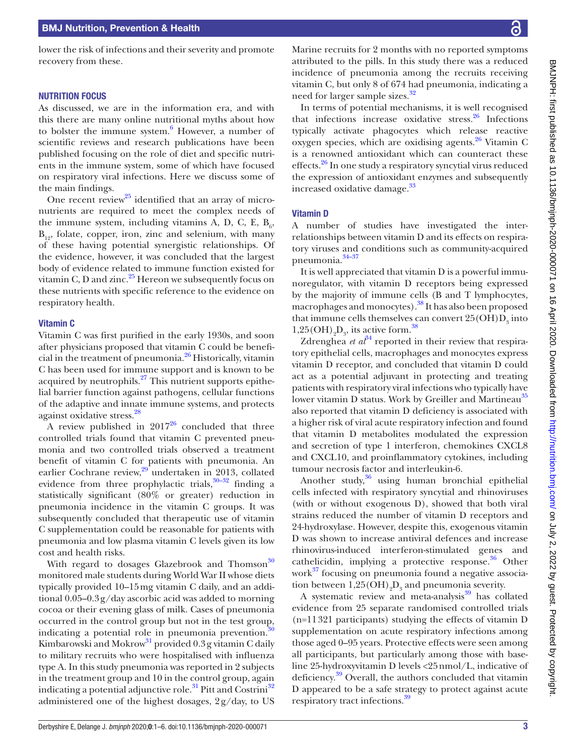lower the risk of infections and their severity and promote recovery from these.

## NUTRITION FOCUS

As discussed, we are in the information era, and with this there are many online nutritional myths about how to bolster the immune system.[6] However, a number of scientific reviews and research publications have been published focusing on the role of diet and specific nutrients in the immune system, some of which have focused on respiratory viral infections. Here we discuss some of the main findings.

One recent review[25] identified that an array of micronutrients are required to meet the complex needs of the immune system, including vitamins A, D, C, E, $B_6$, $B_{12}$, folate, copper, iron, zinc and selenium, with many of these having potential synergistic relationships. Of the evidence, however, it was concluded that the largest body of evidence related to immune function existed for vitamin C, D and zinc.[25] Hereon we subsequently focus on these nutrients with specific reference to the evidence on respiratory health.

### Vitamin C

Vitamin C was first purified in the early 1930s, and soon after physicians proposed that vitamin C could be beneficial in the treatment of pneumonia.[26] Historically, vitamin C has been used for immune support and is known to be acquired by neutrophils.[27] This nutrient supports epithelial barrier function against pathogens, cellular functions of the adaptive and innate immune systems, and protects against oxidative stress.[28]

A review published in 2017[26] concluded that three controlled trials found that vitamin C prevented pneumonia and two controlled trials observed a treatment benefit of vitamin C for patients with pneumonia. An earlier Cochrane review,[29] undertaken in 2013, collated evidence from three prophylactic trials,[30–32] finding a statistically significant (80% or greater) reduction in pneumonia incidence in the vitamin C groups. It was subsequently concluded that therapeutic use of vitamin C supplementation could be reasonable for patients with pneumonia and low plasma vitamin C levels given its low cost and health risks.

With regard to dosages Glazebrook and Thomson[30] monitored male students during World War II whose diets typically provided 10–15 mg vitamin C daily, and an additional 0.05–0.3 g/day ascorbic acid was added to morning cocoa or their evening glass of milk. Cases of pneumonia occurred in the control group but not in the test group, indicating a potential role in pneumonia prevention.[30] Kimbarowski and Mokrow[31] provided 0.3 g vitamin C daily to military recruits who were hospitalised with influenza type A. In this study pneumonia was reported in 2 subjects in the treatment group and 10 in the control group, again indicating a potential adjunctive role.[31] Pitt and Costrini[32] administered one of the highest dosages, 2 g/day, to US Marine recruits for 2 months with no reported symptoms attributed to the pills. In this study there was a reduced incidence of pneumonia among the recruits receiving vitamin C, but only 8 of 674 had pneumonia, indicating a need for larger sample sizes.[32]

In terms of potential mechanisms, it is well recognised that infections increase oxidative stress.[26] Infections typically activate phagocytes which release reactive oxygen species, which are oxidising agents.[26] Vitamin C is a renowned antioxidant which can counteract these effects.[26] In one study a respiratory syncytial virus reduced the expression of antioxidant enzymes and subsequently increased oxidative damage.[33]

### Vitamin D

A number of studies have investigated the interrelationships between vitamin D and its effects on respiratory viruses and conditions such as community-acquired pneumonia.[34–37]

It is well appreciated that vitamin D is a powerful immunoregulator, with vitamin D receptors being expressed by the majority of immune cells (B and T lymphocytes, macrophages and monocytes).[38] It has also been proposed that immune cells themselves can convert $25(OH)D_3$ into $1,25(OH)_2D_3$, its active form.[38]

Zdrenghea *et al*[34] reported in their review that respiratory epithelial cells, macrophages and monocytes express vitamin D receptor, and concluded that vitamin D could act as a potential adjuvant in protecting and treating patients with respiratory viral infections who typically have lower vitamin D status. Work by Greiller and Martineau[35] also reported that vitamin D deficiency is associated with a higher risk of viral acute respiratory infection and found that vitamin D metabolites modulated the expression and secretion of type 1 interferon, chemokines CXCL8 and CXCL10, and proinflammatory cytokines, including tumour necrosis factor and interleukin-6.

Another study,[36] using human bronchial epithelial cells infected with respiratory syncytial and rhinoviruses (with or without exogenous D), showed that both viral strains reduced the number of vitamin D receptors and 24-hydroxylase. However, despite this, exogenous vitamin D was shown to increase antiviral defences and increase rhinovirus-induced interferon-stimulated genes and cathelicidin, implying a protective response.[36] Other work[37] focusing on pneumonia found a negative association between $1,25(OH)_2D_3$ and pneumonia severity.

A systematic review and meta-analysis[39] has collated evidence from 25 separate randomised controlled trials (n=11 321 participants) studying the effects of vitamin D supplementation on acute respiratory infections among those aged 0–95 years. Protective effects were seen among all participants, but particularly among those with baseline 25-hydroxyvitamin D levels <25 nmol/L, indicative of deficiency.[39] Overall, the authors concluded that vitamin D appeared to be a safe strategy to protect against acute respiratory tract infections.[39]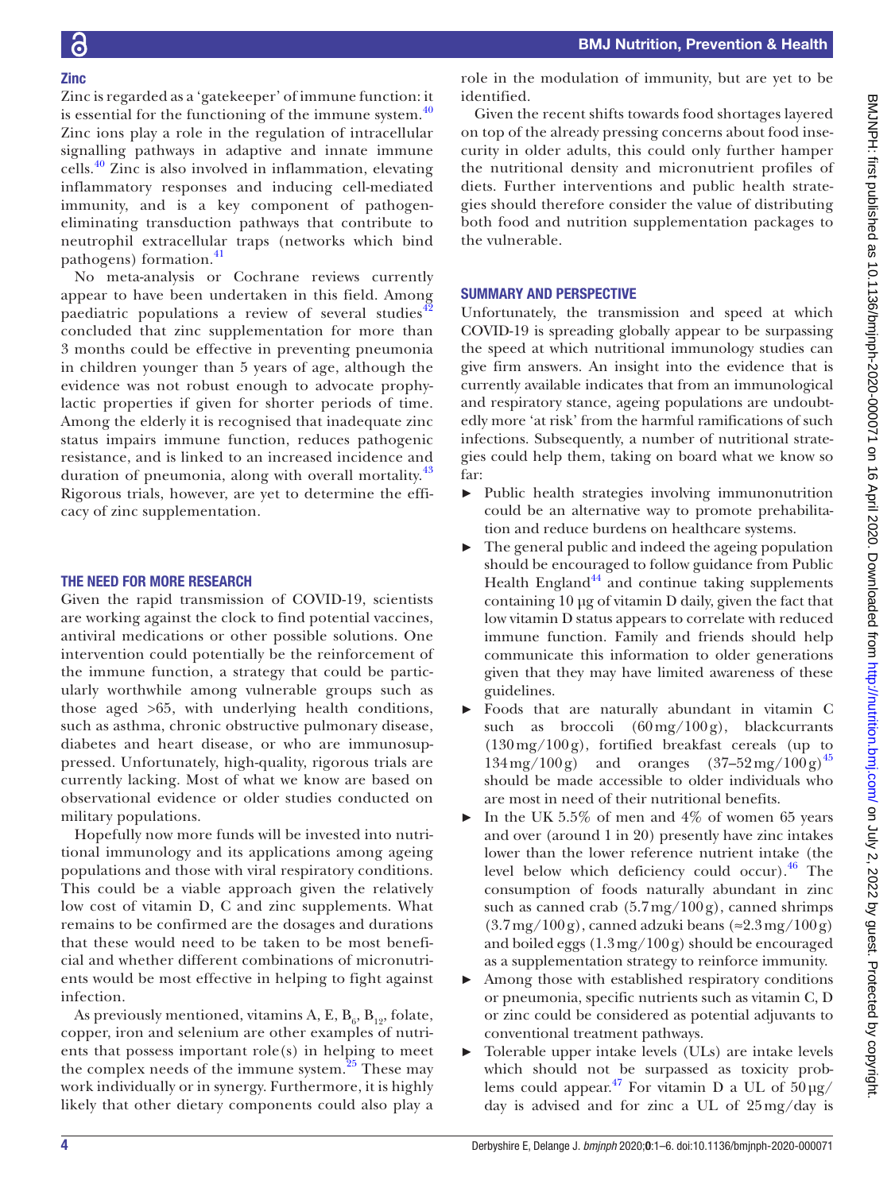## Zinc

Zinc is regarded as a 'gatekeeper' of immune function: it is essential for the functioning of the immune system.[40] Zinc ions play a role in the regulation of intracellular signalling pathways in adaptive and innate immune cells.[40] Zinc is also involved in inflammation, elevating inflammatory responses and inducing cell-mediated immunity, and is a key component of pathogen-eliminating transduction pathways that contribute to neutrophil extracellular traps (networks which bind pathogens) formation.[41]

No meta-analysis or Cochrane reviews currently appear to have been undertaken in this field. Among paediatric populations a review of several studies[42] concluded that zinc supplementation for more than 3 months could be effective in preventing pneumonia in children younger than 5 years of age, although the evidence was not robust enough to advocate prophylactic properties if given for shorter periods of time. Among the elderly it is recognised that inadequate zinc status impairs immune function, reduces pathogenic resistance, and is linked to an increased incidence and duration of pneumonia, along with overall mortality.[43] Rigorous trials, however, are yet to determine the efficacy of zinc supplementation.

## THE NEED FOR MORE RESEARCH

Given the rapid transmission of COVID-19, scientists are working against the clock to find potential vaccines, antiviral medications or other possible solutions. One intervention could potentially be the reinforcement of the immune function, a strategy that could be particularly worthwhile among vulnerable groups such as those aged >65, with underlying health conditions, such as asthma, chronic obstructive pulmonary disease, diabetes and heart disease, or who are immunosuppressed. Unfortunately, high-quality, rigorous trials are currently lacking. Most of what we know are based on observational evidence or older studies conducted on military populations.

Hopefully now more funds will be invested into nutritional immunology and its applications among ageing populations and those with viral respiratory conditions. This could be a viable approach given the relatively low cost of vitamin D, C and zinc supplements. What remains to be confirmed are the dosages and durations that these would need to be taken to be most beneficial and whether different combinations of micronutrients would be most effective in helping to fight against infection.

As previously mentioned, vitamins A, E, $B_6$, $B_{12}$, folate, copper, iron and selenium are other examples of nutrients that possess important role(s) in helping to meet the complex needs of the immune system.[25] These may work individually or in synergy. Furthermore, it is highly likely that other dietary components could also play a role in the modulation of immunity, but are yet to be identified.

Given the recent shifts towards food shortages layered on top of the already pressing concerns about food insecurity in older adults, this could only further hamper the nutritional density and micronutrient profiles of diets. Further interventions and public health strategies should therefore consider the value of distributing both food and nutrition supplementation packages to the vulnerable.

## SUMMARY AND PERSPECTIVE

Unfortunately, the transmission and speed at which COVID-19 is spreading globally appear to be surpassing the speed at which nutritional immunology studies can give firm answers. An insight into the evidence that is currently available indicates that from an immunological and respiratory stance, ageing populations are undoubtedly more 'at risk' from the harmful ramifications of such infections. Subsequently, a number of nutritional strategies could help them, taking on board what we know so far:

- Public health strategies involving immunonutrition could be an alternative way to promote prehabilitation and reduce burdens on healthcare systems.
- The general public and indeed the ageing population should be encouraged to follow guidance from Public Health England[44] and continue taking supplements containing 10 µg of vitamin D daily, given the fact that low vitamin D status appears to correlate with reduced immune function. Family and friends should help communicate this information to older generations given that they may have limited awareness of these guidelines.
- Foods that are naturally abundant in vitamin C such as broccoli (60 mg/100 g), blackcurrants (130 mg/100 g), fortified breakfast cereals (up to 134 mg/100 g) and oranges (37–52 mg/100 g)[45] should be made accessible to older individuals who are most in need of their nutritional benefits.
- In the UK 5.5% of men and 4% of women 65 years and over (around 1 in 20) presently have zinc intakes lower than the lower reference nutrient intake (the level below which deficiency could occur).[46] The consumption of foods naturally abundant in zinc such as canned crab (5.7 mg/100 g), canned shrimps (3.7 mg/100 g), canned adzuki beans (≈2.3 mg/100 g) and boiled eggs (1.3 mg/100 g) should be encouraged as a supplementation strategy to reinforce immunity.
- Among those with established respiratory conditions or pneumonia, specific nutrients such as vitamin C, D or zinc could be considered as potential adjuvants to conventional treatment pathways.
- Tolerable upper intake levels (ULs) are intake levels which should not be surpassed as toxicity problems could appear.[47] For vitamin D a UL of 50 µg/day is advised and for zinc a UL of 25 mg/day is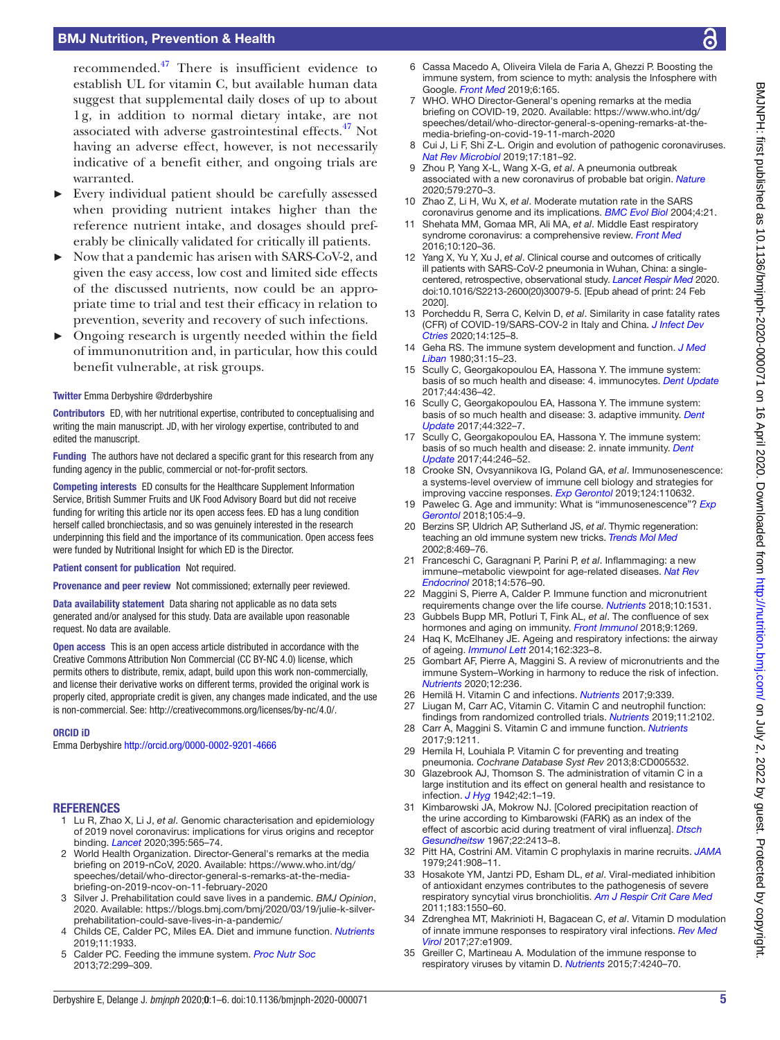recommended.[47] There is insufficient evidence to establish UL for vitamin C, but available human data suggest that supplemental daily doses of up to about 1g, in addition to normal dietary intake, are not associated with adverse gastrointestinal effects.[47] Not having an adverse effect, however, is not necessarily indicative of a benefit either, and ongoing trials are warranted.

- Every individual patient should be carefully assessed when providing nutrient intakes higher than the reference nutrient intake, and dosages should preferably be clinically validated for critically ill patients.
- Now that a pandemic has arisen with SARS-CoV-2, and given the easy access, low cost and limited side effects of the discussed nutrients, now could be an appropriate time to trial and test their efficacy in relation to prevention, severity and recovery of such infections.
- Ongoing research is urgently needed within the field of immunonutrition and, in particular, how this could benefit vulnerable, at risk groups.

**Twitter** Emma Derbyshire @drderbyshire

**Contributors** ED, with her nutritional expertise, contributed to conceptualising and writing the main manuscript. JD, with her virology expertise, contributed to and edited the manuscript.

**Funding** The authors have not declared a specific grant for this research from any funding agency in the public, commercial or not-for-profit sectors.

**Competing interests** ED consults for the Healthcare Supplement Information Service, British Summer Fruits and UK Food Advisory Board but did not receive funding for writing this article nor its open access fees. ED has a lung condition herself called bronchiectasis, and so was genuinely interested in the research underpinning this field and the importance of its communication. Open access fees were funded by Nutritional Insight for which ED is the Director.

**Patient consent for publication** Not required.

**Provenance and peer review** Not commissioned; externally peer reviewed.

**Data availability statement** Data sharing not applicable as no data sets generated and/or analysed for this study. Data are available upon reasonable request. No data are available.

**Open access** This is an open access article distributed in accordance with the Creative Commons Attribution Non Commercial (CC BY-NC 4.0) license, which permits others to distribute, remix, adapt, build upon this work non-commercially, and license their derivative works on different terms, provided the original work is properly cited, appropriate credit is given, any changes made indicated, and the use is non-commercial. See: http://creativecommons.org/licenses/by-nc/4.0/.

**ORCID iD**

Emma Derbyshire http://orcid.org/0000-0002-9201-4666

## REFERENCES

1. Lu R, Zhao X, Li J, *et al*. Genomic characterisation and epidemiology of 2019 novel coronavirus: implications for virus origins and receptor binding. *Lancet* 2020;395:565–74.
2. World Health Organization. Director-General's remarks at the media briefing on 2019-nCoV, 2020. Available: https://www.who.int/dg/speeches/detail/who-director-general-s-remarks-at-the-media-briefing-on-2019-ncov-on-11-february-2020
3. Silver J. Prehabilitation could save lives in a pandemic. *BMJ Opinion*, 2020. Available: https://blogs.bmj.com/bmj/2020/03/19/julie-k-silver-prehabilitation-could-save-lives-in-a-pandemic/
4. Childs CE, Calder PC, Miles EA. Diet and immune function. *Nutrients* 2019;11:1933.
5. Calder PC. Feeding the immune system. *Proc Nutr Soc* 2013;72:299–309.
6. Cassa Macedo A, Oliveira Vilela de Faria A, Ghezzi P. Boosting the immune system, from science to myth: analysis the Infosphere with Google. *Front Med* 2019;6:165.
7. WHO. WHO Director-General's opening remarks at the media briefing on COVID-19, 2020. Available: https://www.who.int/dg/speeches/detail/who-director-general-s-opening-remarks-at-the-media-briefing-on-covid-19-11-march-2020
8. Cui J, Li F, Shi Z-L. Origin and evolution of pathogenic coronaviruses. *Nat Rev Microbiol* 2019;17:181–92.
9. Zhou P, Yang X-L, Wang X-G, *et al*. A pneumonia outbreak associated with a new coronavirus of probable bat origin. *Nature* 2020;579:270–3.
10. Zhao Z, Li H, Wu X, *et al*. Moderate mutation rate in the SARS coronavirus genome and its implications. *BMC Evol Biol* 2004;4:21.
11. Shehata MM, Gomaa MR, Ali MA, *et al*. Middle East respiratory syndrome coronavirus: a comprehensive review. *Front Med* 2016;10:120–36.
12. Yang X, Yu Y, Xu J, *et al*. Clinical course and outcomes of critically ill patients with SARS-CoV-2 pneumonia in Wuhan, China: a single-centered, retrospective, observational study. *Lancet Respir Med* 2020. doi:10.1016/S2213-2600(20)30079-5. [Epub ahead of print: 24 Feb 2020].
13. Porcheddu R, Serra C, Kelvin D, *et al*. Similarity in case fatality rates (CFR) of COVID-19/SARS-COV-2 in Italy and China. *J Infect Dev Ctries* 2020;14:125–8.
14. Geha RS. The immune system development and function. *J Med Liban* 1980;31:15–23.
15. Scully C, Georgakopoulou EA, Hassona Y. The immune system: basis of so much health and disease: 4. immunocytes. *Dent Update* 2017;44:436–42.
16. Scully C, Georgakopoulou EA, Hassona Y. The immune system: basis of so much health and disease: 3. adaptive immunity. *Dent Update* 2017;44:322–7.
17. Scully C, Georgakopoulou EA, Hassona Y. The immune system: basis of so much health and disease: 2. innate immunity. *Dent Update* 2017;44:246–52.
18. Crooke SN, Ovsyannikova IG, Poland GA, *et al*. Immunosenescence: a systems-level overview of immune cell biology and strategies for improving vaccine responses. *Exp Gerontol* 2019;124:110632.
19. Pawelec G. Age and immunity: What is "immunosenescence"? *Exp Gerontol* 2018;105:4–9.
20. Berzins SP, Uldrich AP, Sutherland JS, *et al*. Thymic regeneration: teaching an old immune system new tricks. *Trends Mol Med* 2002;8:469–76.
21. Franceschi C, Garagnani P, Parini P, *et al*. Inflammaging: a new immune–metabolic viewpoint for age-related diseases. *Nat Rev Endocrinol* 2018;14:576–90.
22. Maggini S, Pierre A, Calder P. Immune function and micronutrient requirements change over the life course. *Nutrients* 2018;10:1531.
23. Gubbels Bupp MR, Potluri T, Fink AL, *et al*. The confluence of sex hormones and aging on immunity. *Front Immunol* 2018;9:1269.
24. Haq K, McElhaney JE. Ageing and respiratory infections: the airway of ageing. *Immunol Lett* 2014;162:323–8.
25. Gombart AF, Pierre A, Maggini S. A review of micronutrients and the immune System–Working in harmony to reduce the risk of infection. *Nutrients* 2020;12:236.
26. Hemilä H. Vitamin C and infections. *Nutrients* 2017;9:339.
27. Liugan M, Carr AC, Vitamin C. Vitamin C and neutrophil function: findings from randomized controlled trials. *Nutrients* 2019;11:2102.
28. Carr A, Maggini S. Vitamin C and immune function. *Nutrients* 2017;9:1211.
29. Hemila H, Louhiala P. Vitamin C for preventing and treating pneumonia. *Cochrane Database Syst Rev* 2013;8:CD005532.
30. Glazebrook AJ, Thomson S. The administration of vitamin C in a large institution and its effect on general health and resistance to infection. *J Hyg* 1942;42:1–19.
31. Kimbarowski JA, Mokrow NJ. [Colored precipitation reaction of the urine according to Kimbarowski (FARK) as an index of the effect of ascorbic acid during treatment of viral influenza]. *Dtsch Gesundheitsw* 1967;22:2413–8.
32. Pitt HA, Costrini AM. Vitamin C prophylaxis in marine recruits. *JAMA* 1979;241:908–11.
33. Hosakote YM, Jantzi PD, Esham DL, *et al*. Viral-mediated inhibition of antioxidant enzymes contributes to the pathogenesis of severe respiratory syncytial virus bronchiolitis. *Am J Respir Crit Care Med* 2011;183:1550–60.
34. Zdrenghea MT, Makrinioti H, Bagacean C, *et al*. Vitamin D modulation of innate immune responses to respiratory viral infections. *Rev Med Virol* 2017;27:e1909.
35. Greiller C, Martineau A. Modulation of the immune response to respiratory viruses by vitamin D. *Nutrients* 2015;7:4240–70.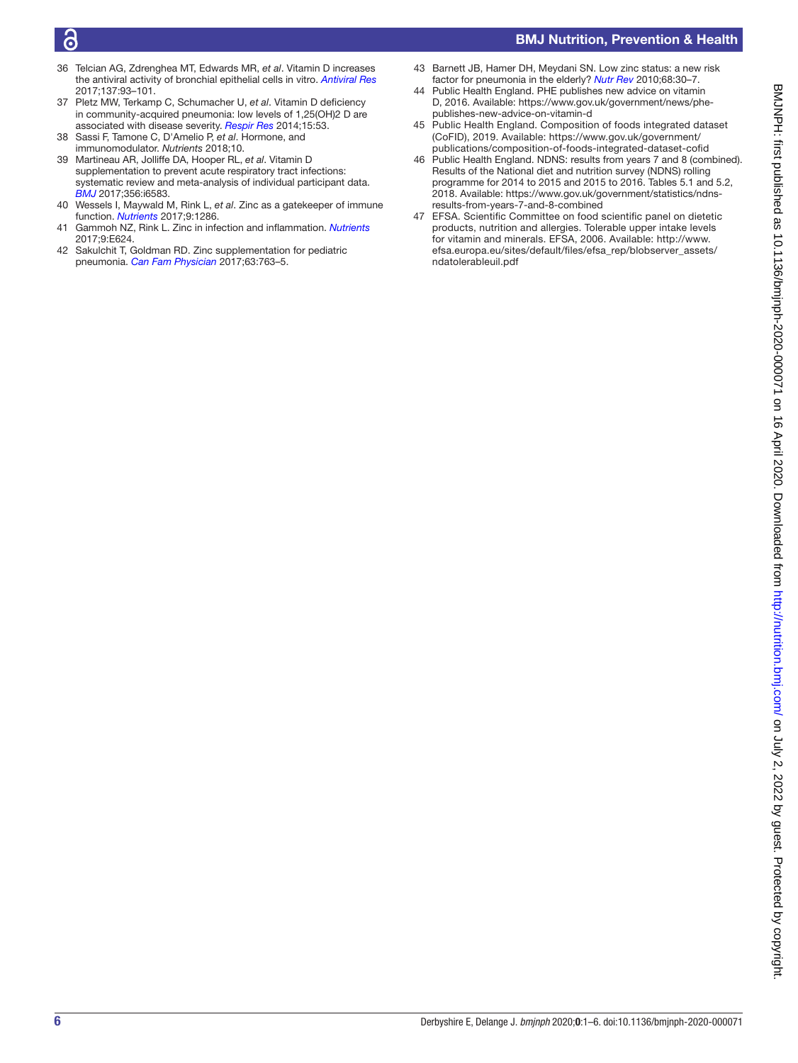36 Telcian AG, Zdrenghea MT, Edwards MR, *et al*. Vitamin D increases the antiviral activity of bronchial epithelial cells in vitro. *Antiviral Res* 2017;137:93–101.

37 Pletz MW, Terkamp C, Schumacher U, *et al*. Vitamin D deficiency in community-acquired pneumonia: low levels of 1,25(OH)2 D are associated with disease severity. *Respir Res* 2014;15:53.

38 Sassi F, Tamone C, D'Amelio P, *et al*. Hormone, and immunomodulator. *Nutrients* 2018;10.

39 Martineau AR, Jolliffe DA, Hooper RL, *et al*. Vitamin D supplementation to prevent acute respiratory tract infections: systematic review and meta-analysis of individual participant data. *BMJ* 2017;356:i6583.

40 Wessels I, Maywald M, Rink L, *et al*. Zinc as a gatekeeper of immune function. *Nutrients* 2017;9:1286.

41 Gammoh NZ, Rink L. Zinc in infection and inflammation. *Nutrients* 2017;9:E624.

42 Sakulchit T, Goldman RD. Zinc supplementation for pediatric pneumonia. *Can Fam Physician* 2017;63:763–5.

43 Barnett JB, Hamer DH, Meydani SN. Low zinc status: a new risk factor for pneumonia in the elderly? *Nutr Rev* 2010;68:30–7.

44 Public Health England. PHE publishes new advice on vitamin D, 2016. Available: https://www.gov.uk/government/news/phe-publishes-new-advice-on-vitamin-d

45 Public Health England. Composition of foods integrated dataset (CoFID), 2019. Available: https://www.gov.uk/government/publications/composition-of-foods-integrated-dataset-cofid

46 Public Health England. NDNS: results from years 7 and 8 (combined). Results of the National diet and nutrition survey (NDNS) rolling programme for 2014 to 2015 and 2015 to 2016. Tables 5.1 and 5.2, 2018. Available: https://www.gov.uk/government/statistics/ndns-results-from-years-7-and-8-combined

47 EFSA. Scientific Committee on food scientific panel on dietetic products, nutrition and allergies. Tolerable upper intake levels for vitamin and minerals. EFSA, 2006. Available: http://www.efsa.europa.eu/sites/default/files/efsa_rep/blobserver_assets/ndatolerableuil.pdf